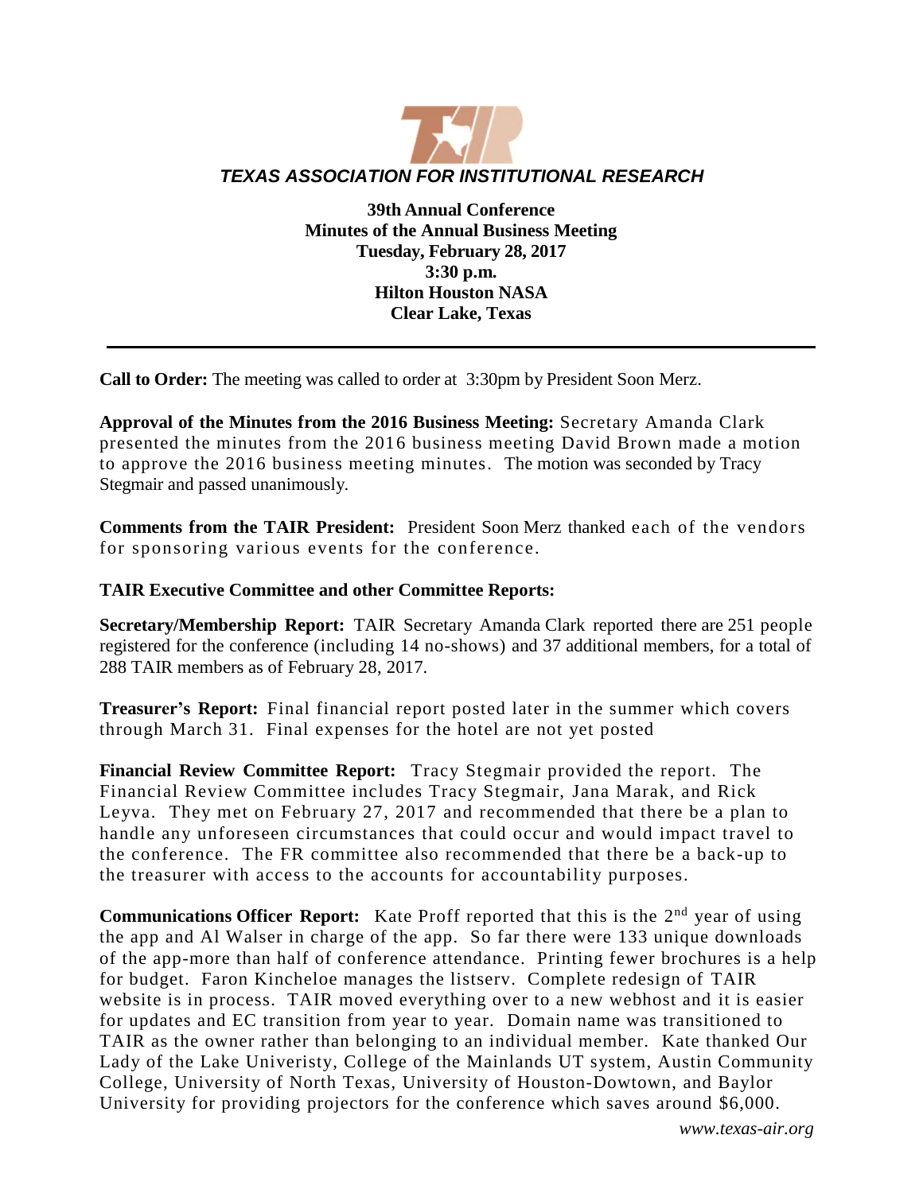# *TEXAS ASSOCIATION FOR INSTITUTIONAL RESEARCH*

**39th Annual Conference**
**Minutes of the Annual Business Meeting**
**Tuesday, February 28, 2017**
**3:30 p.m.**
**Hilton Houston NASA**
**Clear Lake, Texas**

---

**Call to Order:** The meeting was called to order at 3:30pm by President Soon Merz.

**Approval of the Minutes from the 2016 Business Meeting:** Secretary Amanda Clark presented the minutes from the 2016 business meeting David Brown made a motion to approve the 2016 business meeting minutes. The motion was seconded by Tracy Stegmair and passed unanimously.

**Comments from the TAIR President:** President Soon Merz thanked each of the vendors for sponsoring various events for the conference.

**TAIR Executive Committee and other Committee Reports:**

**Secretary/Membership Report:** TAIR Secretary Amanda Clark reported there are 251 people registered for the conference (including 14 no-shows) and 37 additional members, for a total of 288 TAIR members as of February 28, 2017.

**Treasurer's Report:** Final financial report posted later in the summer which covers through March 31. Final expenses for the hotel are not yet posted

**Financial Review Committee Report:** Tracy Stegmair provided the report. The Financial Review Committee includes Tracy Stegmair, Jana Marak, and Rick Leyva. They met on February 27, 2017 and recommended that there be a plan to handle any unforeseen circumstances that could occur and would impact travel to the conference. The FR committee also recommended that there be a back-up to the treasurer with access to the accounts for accountability purposes.

**Communications Officer Report:** Kate Proff reported that this is the 2nd year of using the app and Al Walser in charge of the app. So far there were 133 unique downloads of the app-more than half of conference attendance. Printing fewer brochures is a help for budget. Faron Kincheloe manages the listserv. Complete redesign of TAIR website is in process. TAIR moved everything over to a new webhost and it is easier for updates and EC transition from year to year. Domain name was transitioned to TAIR as the owner rather than belonging to an individual member. Kate thanked Our Lady of the Lake Univeristy, College of the Mainlands UT system, Austin Community College, University of North Texas, University of Houston-Dowtown, and Baylor University for providing projectors for the conference which saves around $6,000.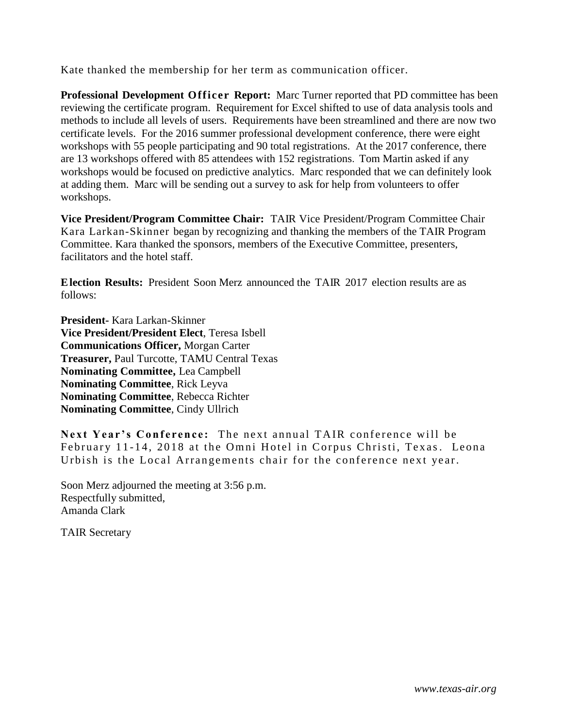Kate thanked the membership for her term as communication officer.

**Professional Development Officer Report:** Marc Turner reported that PD committee has been reviewing the certificate program. Requirement for Excel shifted to use of data analysis tools and methods to include all levels of users. Requirements have been streamlined and there are now two certificate levels. For the 2016 summer professional development conference, there were eight workshops with 55 people participating and 90 total registrations. At the 2017 conference, there are 13 workshops offered with 85 attendees with 152 registrations. Tom Martin asked if any workshops would be focused on predictive analytics. Marc responded that we can definitely look at adding them. Marc will be sending out a survey to ask for help from volunteers to offer workshops.

**Vice President/Program Committee Chair:** TAIR Vice President/Program Committee Chair Kara Larkan-Skinner began by recognizing and thanking the members of the TAIR Program Committee. Kara thanked the sponsors, members of the Executive Committee, presenters, facilitators and the hotel staff.

**Election Results:** President Soon Merz announced the TAIR 2017 election results are as follows:

**President**- Kara Larkan-Skinner
**Vice President/President Elect**, Teresa Isbell
**Communications Officer,** Morgan Carter
**Treasurer,** Paul Turcotte, TAMU Central Texas
**Nominating Committee,** Lea Campbell
**Nominating Committee**, Rick Leyva
**Nominating Committee**, Rebecca Richter
**Nominating Committee**, Cindy Ullrich

**Next Year's Conference:** The next annual TAIR conference will be February 11-14, 2018 at the Omni Hotel in Corpus Christi, Texas. Leona Urbish is the Local Arrangements chair for the conference next year.

Soon Merz adjourned the meeting at 3:56 p.m.
Respectfully submitted,
Amanda Clark

TAIR Secretary